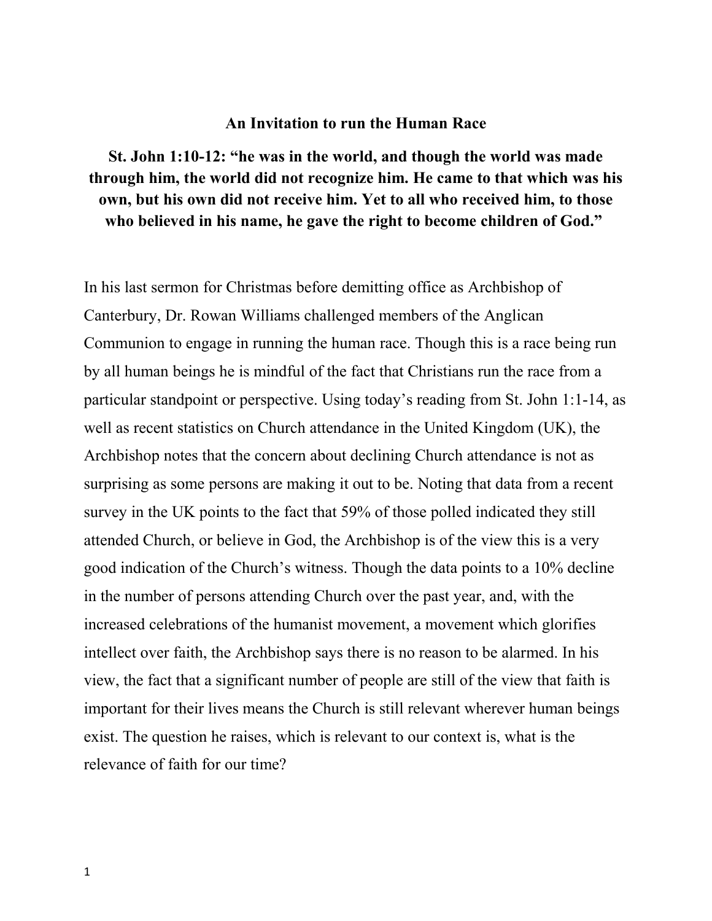# An Invitation to run the Human Race

**St. John 1:10-12: "he was in the world, and though the world was made through him, the world did not recognize him. He came to that which was his own, but his own did not receive him. Yet to all who received him, to those who believed in his name, he gave the right to become children of God."**

In his last sermon for Christmas before demitting office as Archbishop of Canterbury, Dr. Rowan Williams challenged members of the Anglican Communion to engage in running the human race. Though this is a race being run by all human beings he is mindful of the fact that Christians run the race from a particular standpoint or perspective. Using today's reading from St. John 1:1-14, as well as recent statistics on Church attendance in the United Kingdom (UK), the Archbishop notes that the concern about declining Church attendance is not as surprising as some persons are making it out to be. Noting that data from a recent survey in the UK points to the fact that 59% of those polled indicated they still attended Church, or believe in God, the Archbishop is of the view this is a very good indication of the Church's witness. Though the data points to a 10% decline in the number of persons attending Church over the past year, and, with the increased celebrations of the humanist movement, a movement which glorifies intellect over faith, the Archbishop says there is no reason to be alarmed. In his view, the fact that a significant number of people are still of the view that faith is important for their lives means the Church is still relevant wherever human beings exist. The question he raises, which is relevant to our context is, what is the relevance of faith for our time?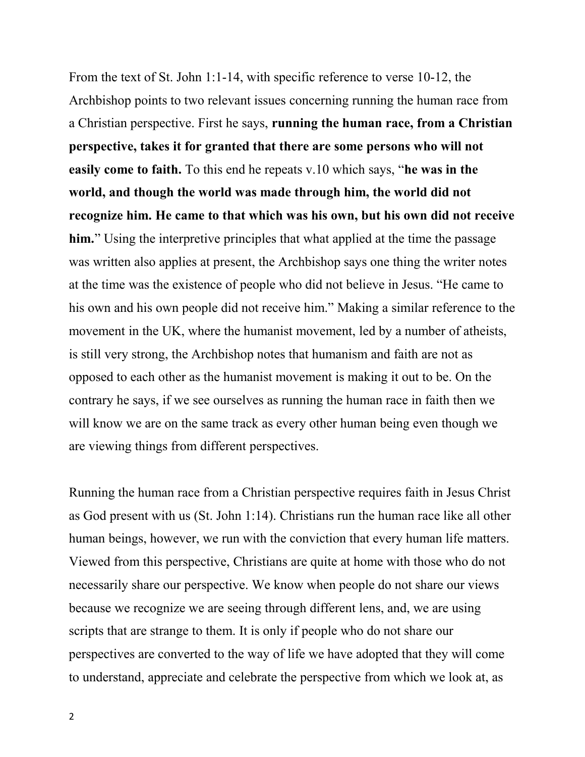From the text of St. John 1:1-14, with specific reference to verse 10-12, the Archbishop points to two relevant issues concerning running the human race from a Christian perspective. First he says, **running the human race, from a Christian perspective, takes it for granted that there are some persons who will not easily come to faith.** To this end he repeats v.10 which says, "**he was in the world, and though the world was made through him, the world did not recognize him. He came to that which was his own, but his own did not receive him.**" Using the interpretive principles that what applied at the time the passage was written also applies at present, the Archbishop says one thing the writer notes at the time was the existence of people who did not believe in Jesus. "He came to his own and his own people did not receive him." Making a similar reference to the movement in the UK, where the humanist movement, led by a number of atheists, is still very strong, the Archbishop notes that humanism and faith are not as opposed to each other as the humanist movement is making it out to be. On the contrary he says, if we see ourselves as running the human race in faith then we will know we are on the same track as every other human being even though we are viewing things from different perspectives.

Running the human race from a Christian perspective requires faith in Jesus Christ as God present with us (St. John 1:14). Christians run the human race like all other human beings, however, we run with the conviction that every human life matters. Viewed from this perspective, Christians are quite at home with those who do not necessarily share our perspective. We know when people do not share our views because we recognize we are seeing through different lens, and, we are using scripts that are strange to them. It is only if people who do not share our perspectives are converted to the way of life we have adopted that they will come to understand, appreciate and celebrate the perspective from which we look at, as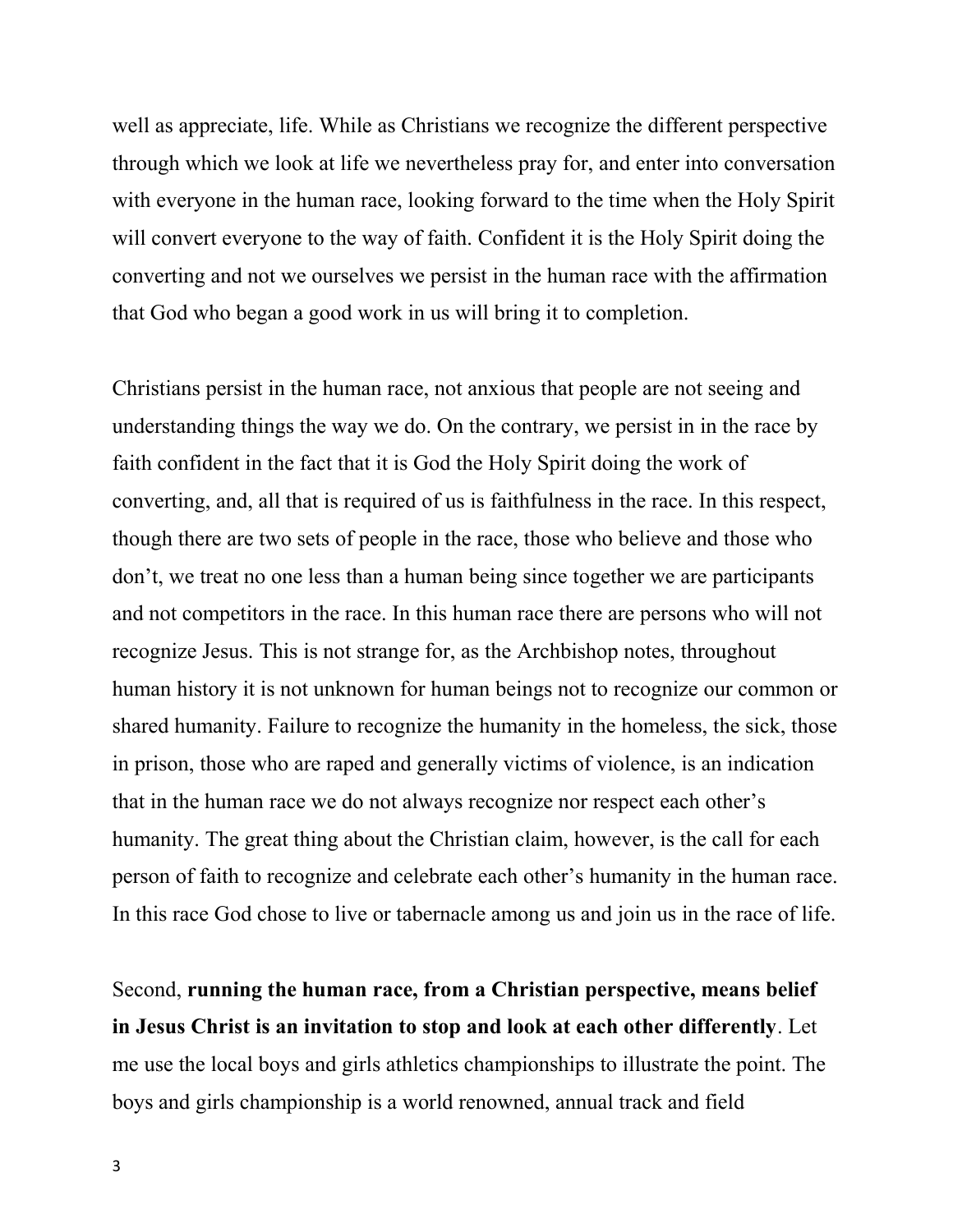well as appreciate, life. While as Christians we recognize the different perspective through which we look at life we nevertheless pray for, and enter into conversation with everyone in the human race, looking forward to the time when the Holy Spirit will convert everyone to the way of faith. Confident it is the Holy Spirit doing the converting and not we ourselves we persist in the human race with the affirmation that God who began a good work in us will bring it to completion.

Christians persist in the human race, not anxious that people are not seeing and understanding things the way we do. On the contrary, we persist in in the race by faith confident in the fact that it is God the Holy Spirit doing the work of converting, and, all that is required of us is faithfulness in the race. In this respect, though there are two sets of people in the race, those who believe and those who don't, we treat no one less than a human being since together we are participants and not competitors in the race. In this human race there are persons who will not recognize Jesus. This is not strange for, as the Archbishop notes, throughout human history it is not unknown for human beings not to recognize our common or shared humanity. Failure to recognize the humanity in the homeless, the sick, those in prison, those who are raped and generally victims of violence, is an indication that in the human race we do not always recognize nor respect each other's humanity. The great thing about the Christian claim, however, is the call for each person of faith to recognize and celebrate each other's humanity in the human race. In this race God chose to live or tabernacle among us and join us in the race of life.

Second, **running the human race, from a Christian perspective, means belief in Jesus Christ is an invitation to stop and look at each other differently**. Let me use the local boys and girls athletics championships to illustrate the point. The boys and girls championship is a world renowned, annual track and field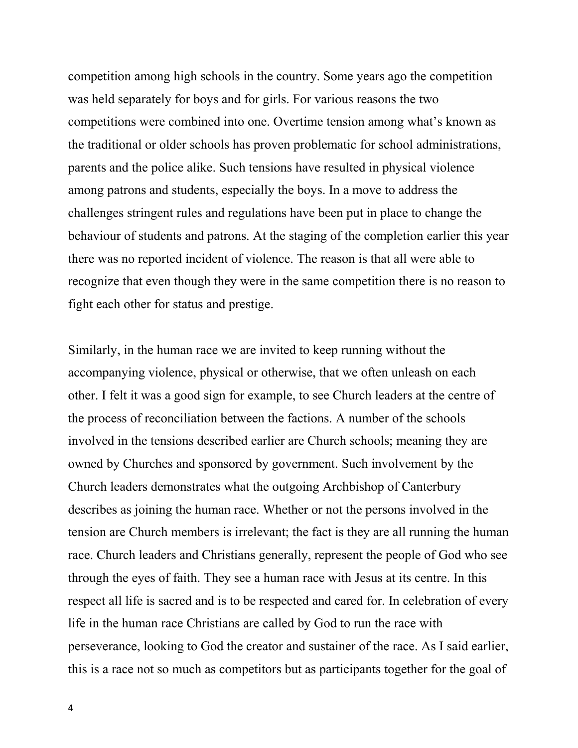competition among high schools in the country. Some years ago the competition was held separately for boys and for girls. For various reasons the two competitions were combined into one. Overtime tension among what's known as the traditional or older schools has proven problematic for school administrations, parents and the police alike. Such tensions have resulted in physical violence among patrons and students, especially the boys. In a move to address the challenges stringent rules and regulations have been put in place to change the behaviour of students and patrons. At the staging of the completion earlier this year there was no reported incident of violence. The reason is that all were able to recognize that even though they were in the same competition there is no reason to fight each other for status and prestige.

Similarly, in the human race we are invited to keep running without the accompanying violence, physical or otherwise, that we often unleash on each other. I felt it was a good sign for example, to see Church leaders at the centre of the process of reconciliation between the factions. A number of the schools involved in the tensions described earlier are Church schools; meaning they are owned by Churches and sponsored by government. Such involvement by the Church leaders demonstrates what the outgoing Archbishop of Canterbury describes as joining the human race. Whether or not the persons involved in the tension are Church members is irrelevant; the fact is they are all running the human race. Church leaders and Christians generally, represent the people of God who see through the eyes of faith. They see a human race with Jesus at its centre. In this respect all life is sacred and is to be respected and cared for. In celebration of every life in the human race Christians are called by God to run the race with perseverance, looking to God the creator and sustainer of the race. As I said earlier, this is a race not so much as competitors but as participants together for the goal of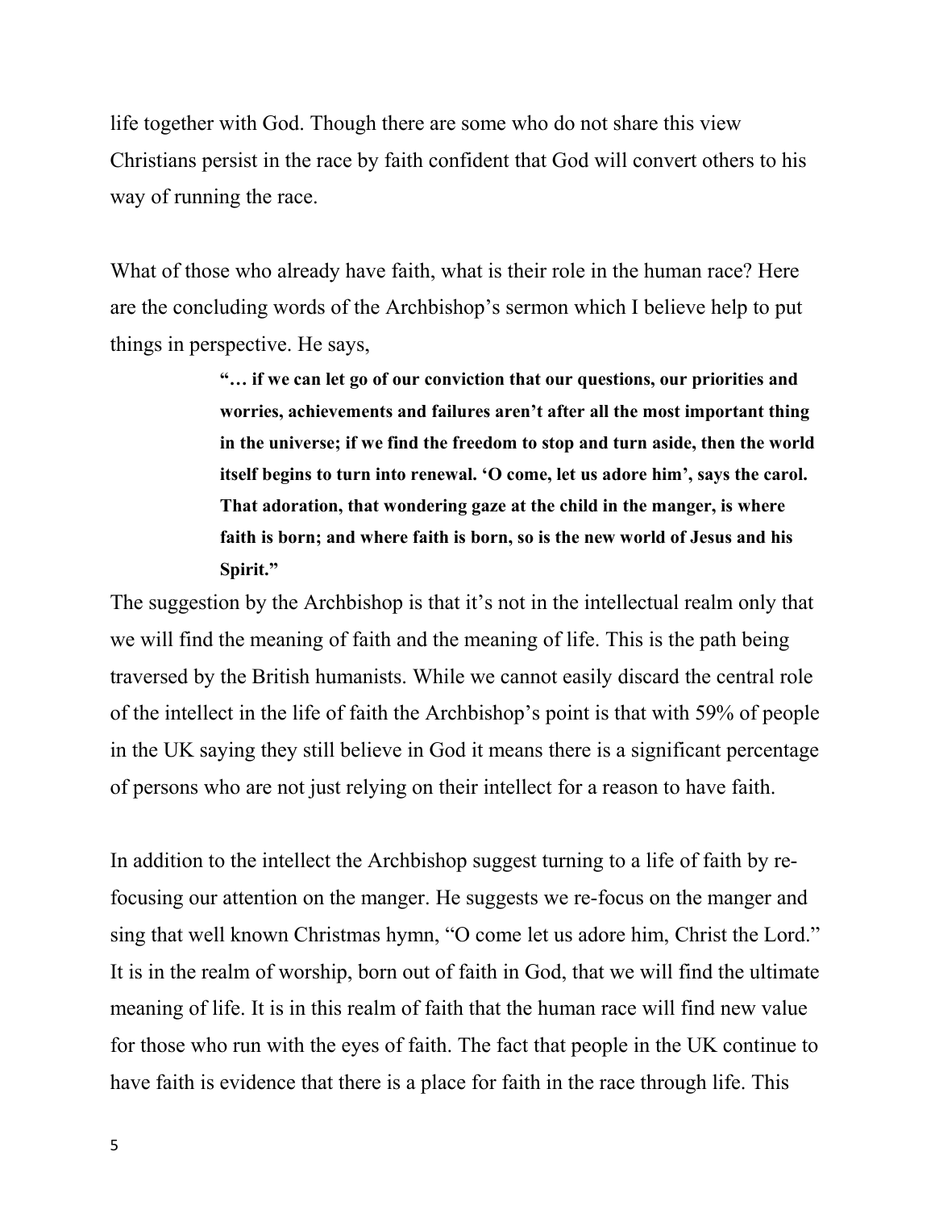life together with God. Though there are some who do not share this view Christians persist in the race by faith confident that God will convert others to his way of running the race.

What of those who already have faith, what is their role in the human race? Here are the concluding words of the Archbishop's sermon which I believe help to put things in perspective. He says,

> **"… if we can let go of our conviction that our questions, our priorities and worries, achievements and failures aren't after all the most important thing in the universe; if we find the freedom to stop and turn aside, then the world itself begins to turn into renewal. 'O come, let us adore him', says the carol. That adoration, that wondering gaze at the child in the manger, is where faith is born; and where faith is born, so is the new world of Jesus and his Spirit."**

The suggestion by the Archbishop is that it's not in the intellectual realm only that we will find the meaning of faith and the meaning of life. This is the path being traversed by the British humanists. While we cannot easily discard the central role of the intellect in the life of faith the Archbishop's point is that with 59% of people in the UK saying they still believe in God it means there is a significant percentage of persons who are not just relying on their intellect for a reason to have faith.

In addition to the intellect the Archbishop suggest turning to a life of faith by re-focusing our attention on the manger. He suggests we re-focus on the manger and sing that well known Christmas hymn, "O come let us adore him, Christ the Lord." It is in the realm of worship, born out of faith in God, that we will find the ultimate meaning of life. It is in this realm of faith that the human race will find new value for those who run with the eyes of faith. The fact that people in the UK continue to have faith is evidence that there is a place for faith in the race through life. This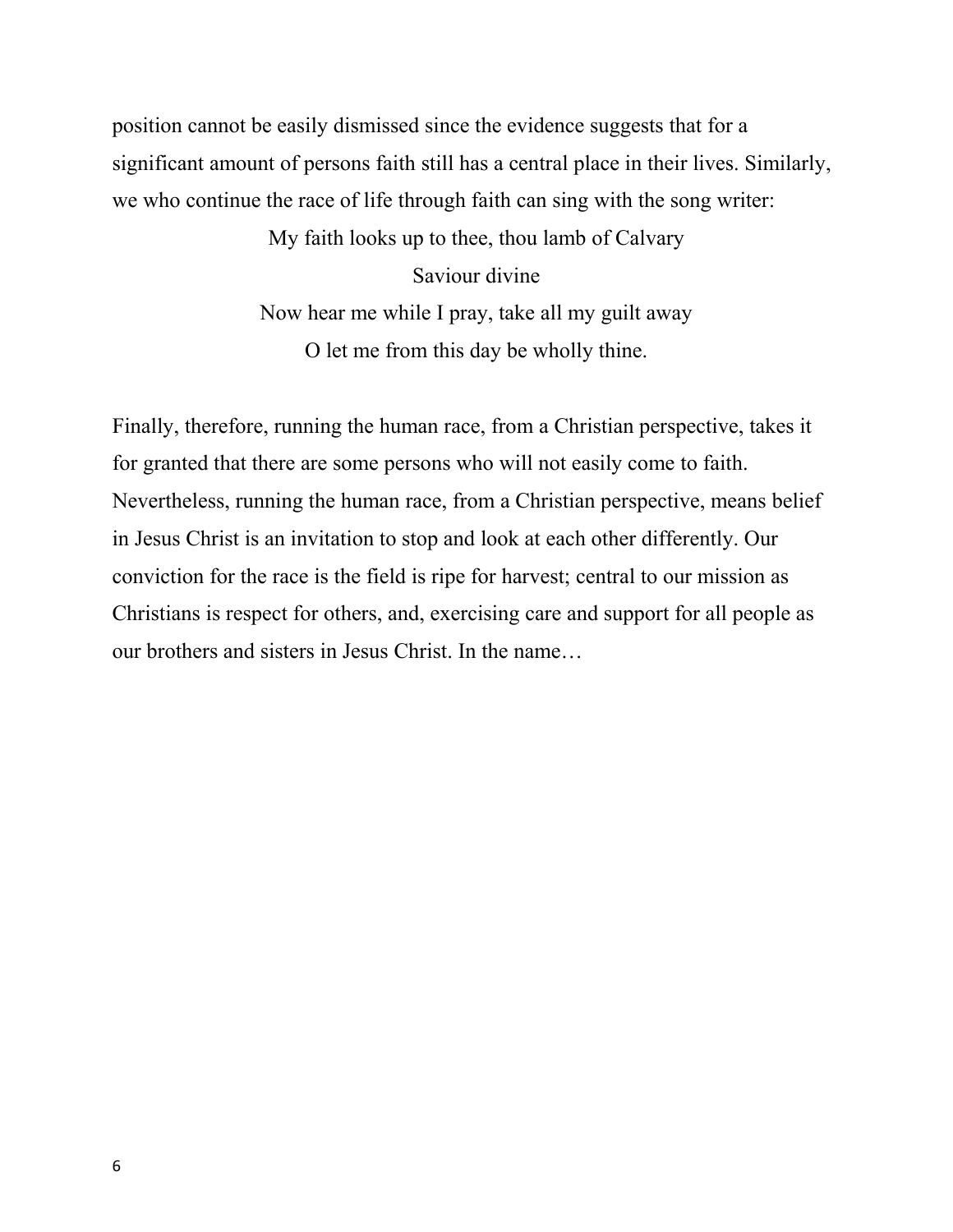position cannot be easily dismissed since the evidence suggests that for a significant amount of persons faith still has a central place in their lives. Similarly, we who continue the race of life through faith can sing with the song writer:

My faith looks up to thee, thou lamb of Calvary  
Saviour divine  
Now hear me while I pray, take all my guilt away  
O let me from this day be wholly thine.

Finally, therefore, running the human race, from a Christian perspective, takes it for granted that there are some persons who will not easily come to faith. Nevertheless, running the human race, from a Christian perspective, means belief in Jesus Christ is an invitation to stop and look at each other differently. Our conviction for the race is the field is ripe for harvest; central to our mission as Christians is respect for others, and, exercising care and support for all people as our brothers and sisters in Jesus Christ. In the name…